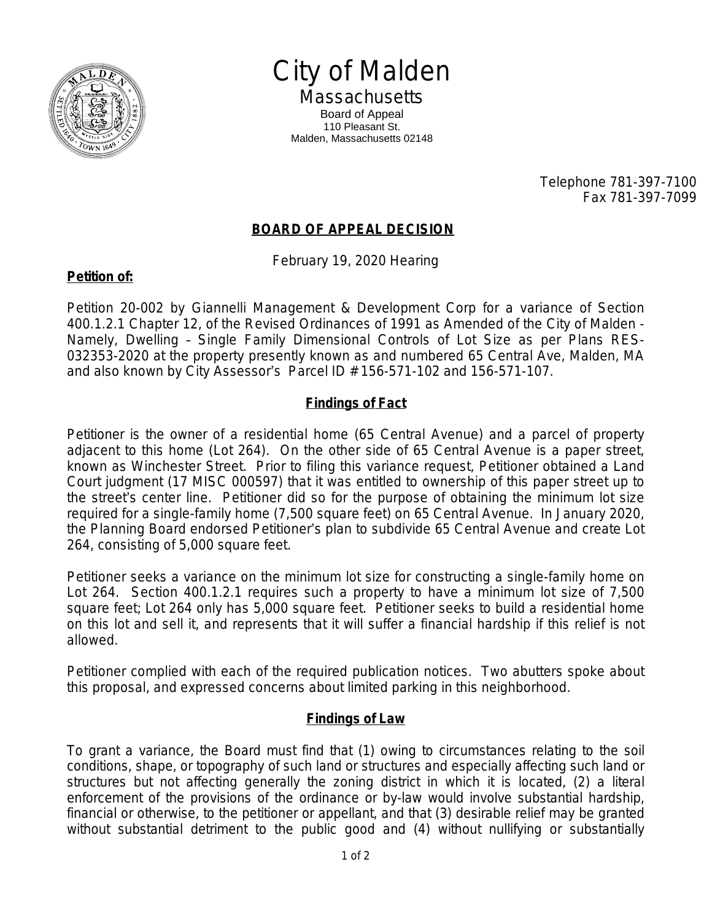# City of Malden

## Massachusetts

Board of Appeal
110 Pleasant St.
Malden, Massachusetts 02148

Telephone 781-397-7100
Fax 781-397-7099

### BOARD OF APPEAL DECISION

February 19, 2020 Hearing

**Petition of:**

Petition 20-002 by Giannelli Management & Development Corp for a variance of Section 400.1.2.1 Chapter 12, of the Revised Ordinances of 1991 as Amended of the City of Malden - Namely, Dwelling – Single Family Dimensional Controls of Lot Size as per Plans RES-032353-2020 at the property presently known as and numbered 65 Central Ave, Malden, MA and also known by City Assessor's Parcel ID # 156-571-102 and 156-571-107.

### Findings of Fact

Petitioner is the owner of a residential home (65 Central Avenue) and a parcel of property adjacent to this home (Lot 264). On the other side of 65 Central Avenue is a paper street, known as Winchester Street. Prior to filing this variance request, Petitioner obtained a Land Court judgment (17 MISC 000597) that it was entitled to ownership of this paper street up to the street's center line. Petitioner did so for the purpose of obtaining the minimum lot size required for a single-family home (7,500 square feet) on 65 Central Avenue. In January 2020, the Planning Board endorsed Petitioner's plan to subdivide 65 Central Avenue and create Lot 264, consisting of 5,000 square feet.

Petitioner seeks a variance on the minimum lot size for constructing a single-family home on Lot 264. Section 400.1.2.1 requires such a property to have a minimum lot size of 7,500 square feet; Lot 264 only has 5,000 square feet. Petitioner seeks to build a residential home on this lot and sell it, and represents that it will suffer a financial hardship if this relief is not allowed.

Petitioner complied with each of the required publication notices. Two abutters spoke about this proposal, and expressed concerns about limited parking in this neighborhood.

### Findings of Law

To grant a variance, the Board must find that (1) owing to circumstances relating to the soil conditions, shape, or topography of such land or structures and especially affecting such land or structures but not affecting generally the zoning district in which it is located, (2) a literal enforcement of the provisions of the ordinance or by-law would involve substantial hardship, financial or otherwise, to the petitioner or appellant, and that (3) desirable relief may be granted without substantial detriment to the public good and (4) without nullifying or substantially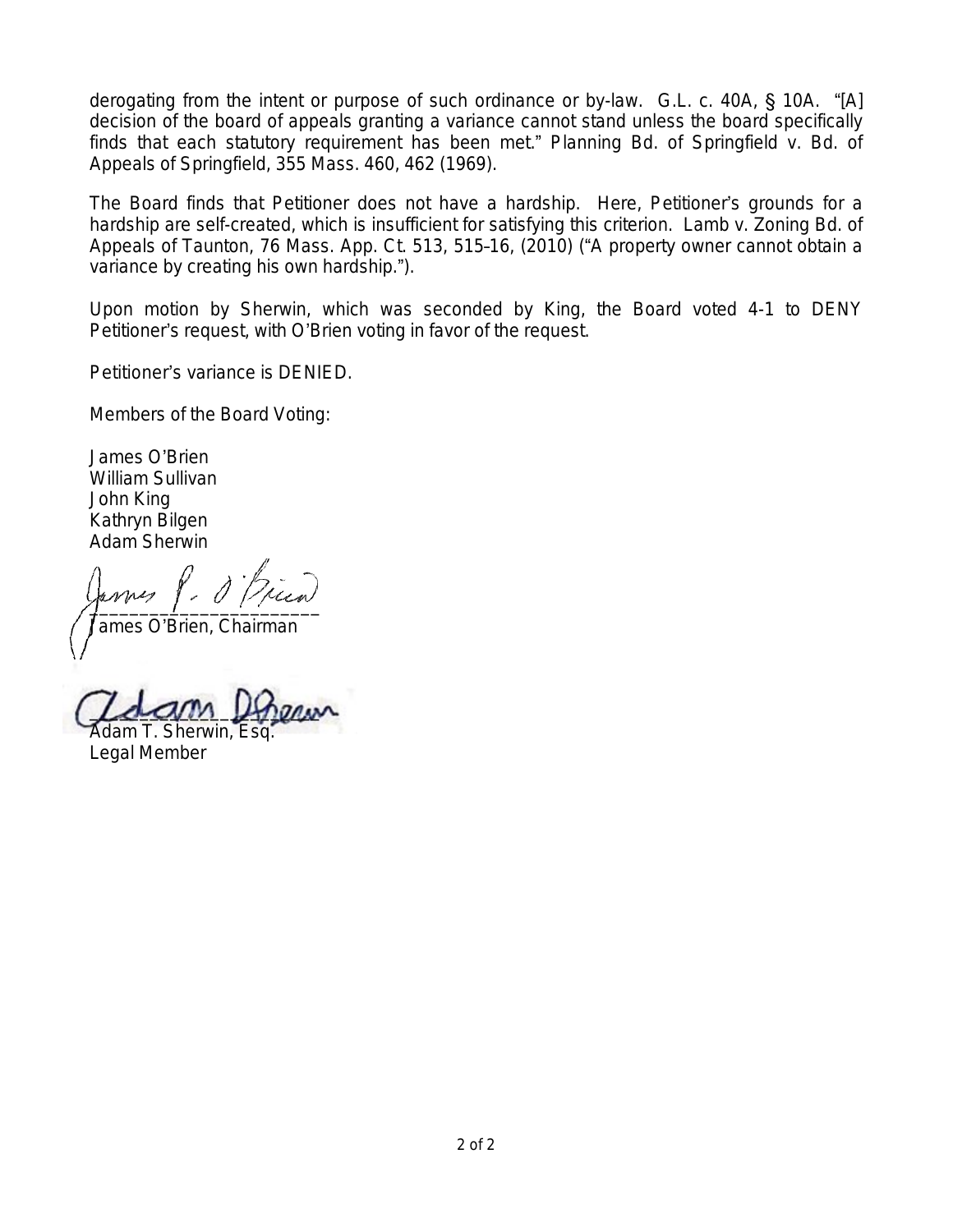derogating from the intent or purpose of such ordinance or by-law. G.L. c. 40A, § 10A. "[A] decision of the board of appeals granting a variance cannot stand unless the board specifically finds that each statutory requirement has been met." Planning Bd. of Springfield v. Bd. of Appeals of Springfield, 355 Mass. 460, 462 (1969).

The Board finds that Petitioner does not have a hardship. Here, Petitioner's grounds for a hardship are self-created, which is insufficient for satisfying this criterion. Lamb v. Zoning Bd. of Appeals of Taunton, 76 Mass. App. Ct. 513, 515-16, (2010) ("A property owner cannot obtain a variance by creating his own hardship.").

Upon motion by Sherwin, which was seconded by King, the Board voted 4-1 to DENY Petitioner's request, with O'Brien voting in favor of the request.

Petitioner's variance is DENIED.

Members of the Board Voting:

James O'Brien
William Sullivan
John King
Kathryn Bilgen
Adam Sherwin

James P. O'Brien
______________________
James O'Brien, Chairman

Adam Sherwin
______________________
Adam T. Sherwin, Esq.
Legal Member